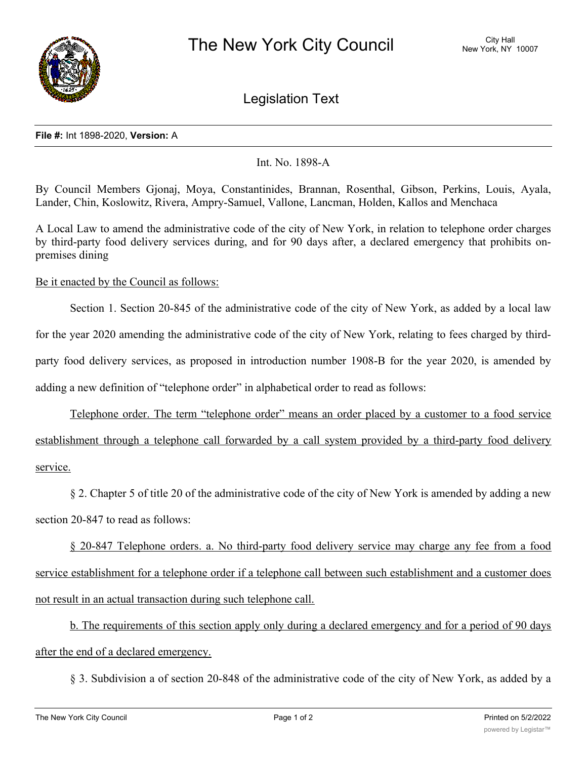# The New York City Council

City Hall
New York, NY 10007

## Legislation Text

**File #:** Int 1898-2020, **Version:** A

Int. No. 1898-A

By Council Members Gjonaj, Moya, Constantinides, Brannan, Rosenthal, Gibson, Perkins, Louis, Ayala, Lander, Chin, Koslowitz, Rivera, Ampry-Samuel, Vallone, Lancman, Holden, Kallos and Menchaca

A Local Law to amend the administrative code of the city of New York, in relation to telephone order charges by third-party food delivery services during, and for 90 days after, a declared emergency that prohibits on-premises dining

Be it enacted by the Council as follows:

Section 1. Section 20-845 of the administrative code of the city of New York, as added by a local law for the year 2020 amending the administrative code of the city of New York, relating to fees charged by third-party food delivery services, as proposed in introduction number 1908-B for the year 2020, is amended by adding a new definition of "telephone order" in alphabetical order to read as follows:

Telephone order. The term "telephone order" means an order placed by a customer to a food service establishment through a telephone call forwarded by a call system provided by a third-party food delivery service.

§ 2. Chapter 5 of title 20 of the administrative code of the city of New York is amended by adding a new section 20-847 to read as follows:

§ 20-847 Telephone orders. a. No third-party food delivery service may charge any fee from a food service establishment for a telephone order if a telephone call between such establishment and a customer does not result in an actual transaction during such telephone call.

b. The requirements of this section apply only during a declared emergency and for a period of 90 days after the end of a declared emergency.

§ 3. Subdivision a of section 20-848 of the administrative code of the city of New York, as added by a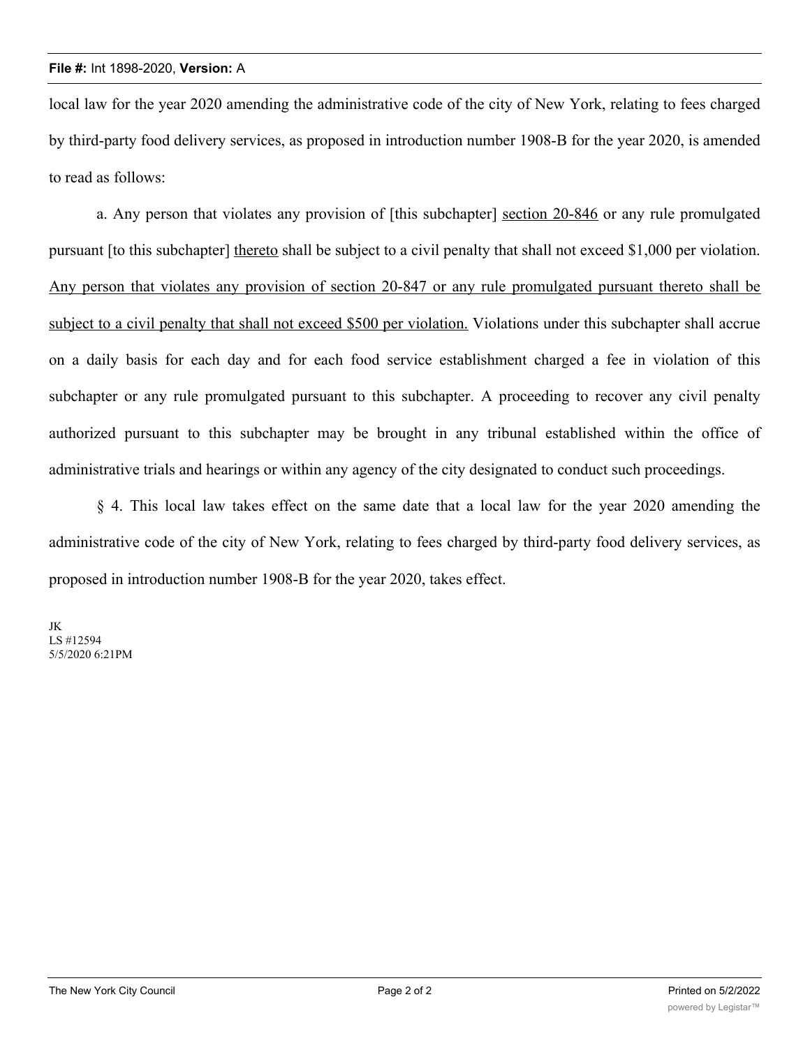local law for the year 2020 amending the administrative code of the city of New York, relating to fees charged by third-party food delivery services, as proposed in introduction number 1908-B for the year 2020, is amended to read as follows:

a. Any person that violates any provision of [this subchapter] <u>section 20-846</u> or any rule promulgated pursuant [to this subchapter] <u>thereto</u> shall be subject to a civil penalty that shall not exceed $1,000 per violation. <u>Any person that violates any provision of section 20-847 or any rule promulgated pursuant thereto shall be subject to a civil penalty that shall not exceed $500 per violation.</u> Violations under this subchapter shall accrue on a daily basis for each day and for each food service establishment charged a fee in violation of this subchapter or any rule promulgated pursuant to this subchapter. A proceeding to recover any civil penalty authorized pursuant to this subchapter may be brought in any tribunal established within the office of administrative trials and hearings or within any agency of the city designated to conduct such proceedings.

§ 4. This local law takes effect on the same date that a local law for the year 2020 amending the administrative code of the city of New York, relating to fees charged by third-party food delivery services, as proposed in introduction number 1908-B for the year 2020, takes effect.

JK
LS #12594
5/5/2020 6:21PM